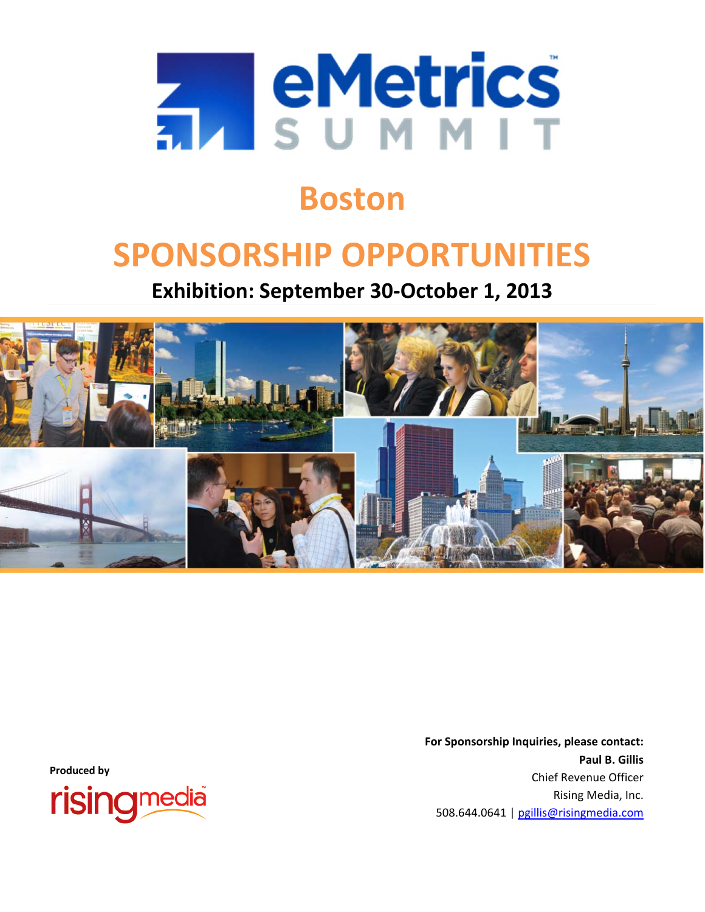# eMetrics™ SUMMIT

# Boston

# SPONSORSHIP OPPORTUNITIES

## Exhibition: September 30-October 1, 2013

Produced by

risingmedia™

**For Sponsorship Inquiries, please contact:**
**Paul B. Gillis**
Chief Revenue Officer
Rising Media, Inc.
508.644.0641 | pgillis@risingmedia.com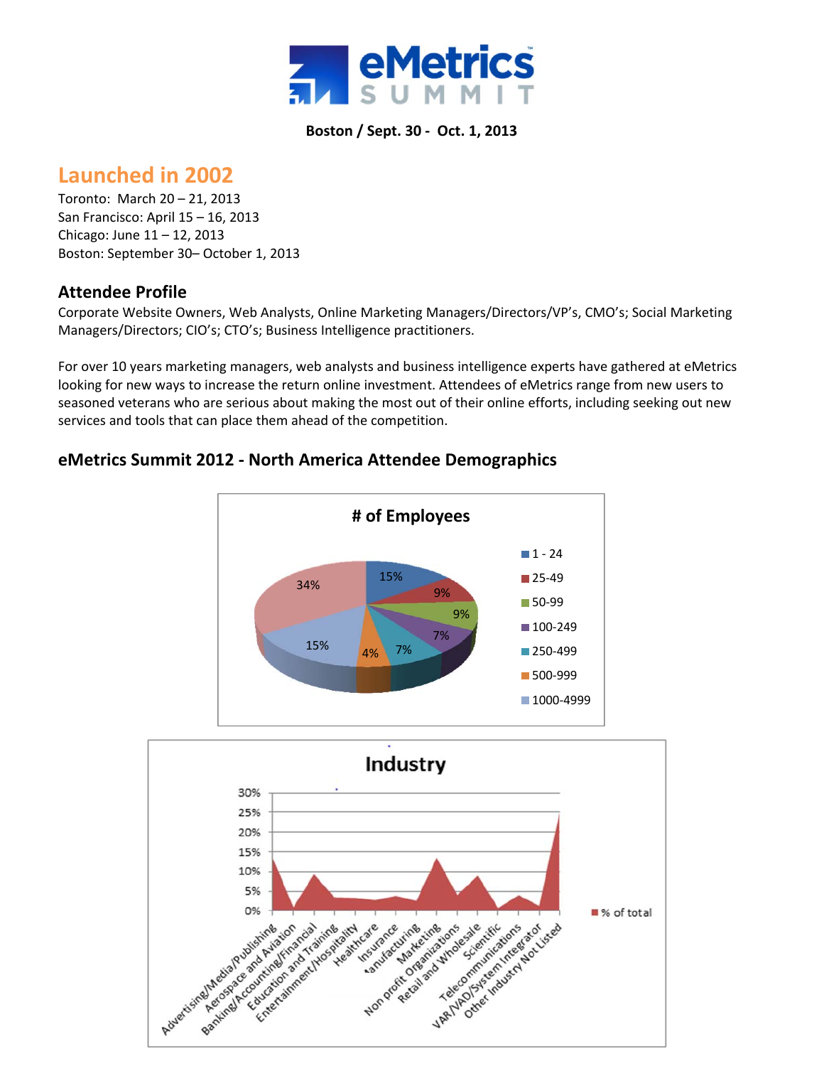**Boston / Sept. 30 - Oct. 1, 2013**

## Launched in 2002

Toronto: March 20 – 21, 2013
San Francisco: April 15 – 16, 2013
Chicago: June 11 – 12, 2013
Boston: September 30– October 1, 2013

### Attendee Profile

Corporate Website Owners, Web Analysts, Online Marketing Managers/Directors/VP's, CMO's; Social Marketing Managers/Directors; CIO's; CTO's; Business Intelligence practitioners.

For over 10 years marketing managers, web analysts and business intelligence experts have gathered at eMetrics looking for new ways to increase the return online investment. Attendees of eMetrics range from new users to seasoned veterans who are serious about making the most out of their online efforts, including seeking out new services and tools that can place them ahead of the competition.

### eMetrics Summit 2012 - North America Attendee Demographics

**# of Employees**

| # of Employees | % |
|---|---|
| 1 - 24 | 15% |
| 25-49 | 9% |
| 50-99 | 9% |
| 100-249 | 7% |
| 250-499 | 7% |
| 500-999 | 4% |
| 1000-4999 | 15% |
| (unlabeled) | 34% |

**Industry**

% of total by industry: Advertising/Media/Publishing; Aerospace and Aviation; Banking/Accounting/Financial; Education and Training; Entertainment/Hospitality; Healthcare; Insurance; Manufacturing; Marketing; Non profit Organizations; Retail and Wholesale; Scientific; Telecommunications; VAR/VAD/System Integrator; Other Industry Not Listed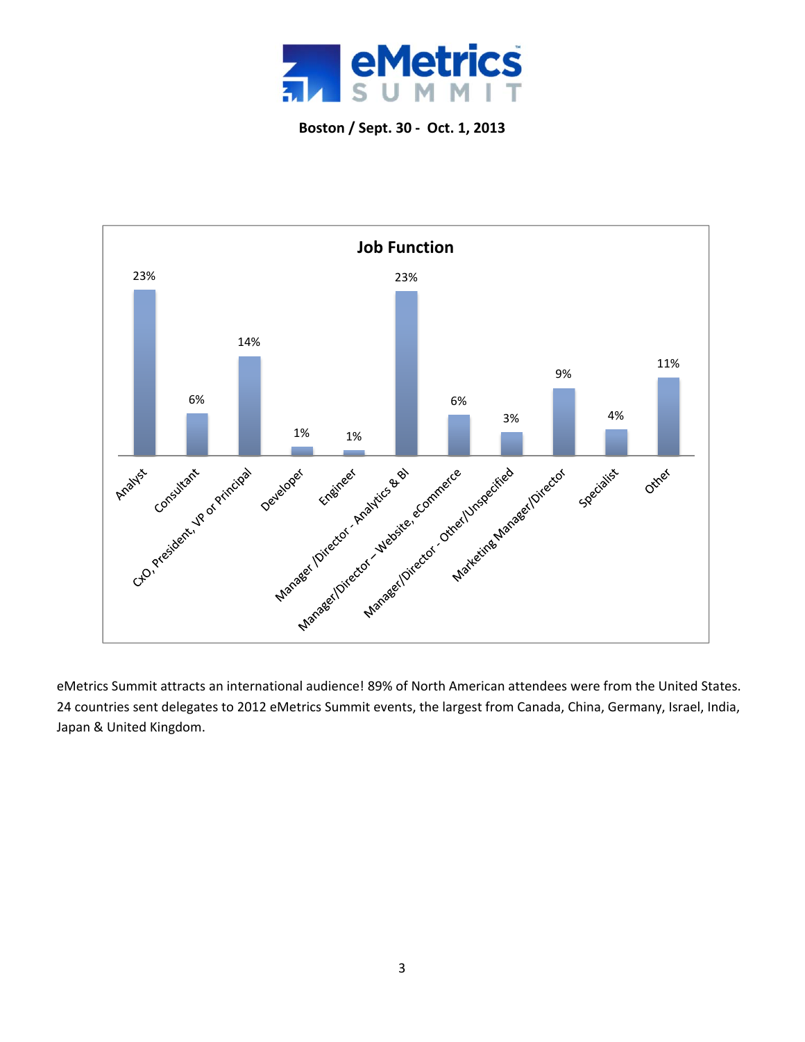**Boston / Sept. 30 - Oct. 1, 2013**

**Job Function**

| Job Function | Percentage |
|---|---|
| Analyst | 23% |
| Consultant | 6% |
| CxO, President, VP or Principal | 14% |
| Developer | 1% |
| Engineer | 1% |
| Manager /Director - Analytics & BI | 23% |
| Manager/Director – Website, eCommerce | 6% |
| Manager/Director - Other/Unspecified | 3% |
| Marketing Manager/Director | 9% |
| Specialist | 4% |
| Other | 11% |

eMetrics Summit attracts an international audience! 89% of North American attendees were from the United States. 24 countries sent delegates to 2012 eMetrics Summit events, the largest from Canada, China, Germany, Israel, India, Japan & United Kingdom.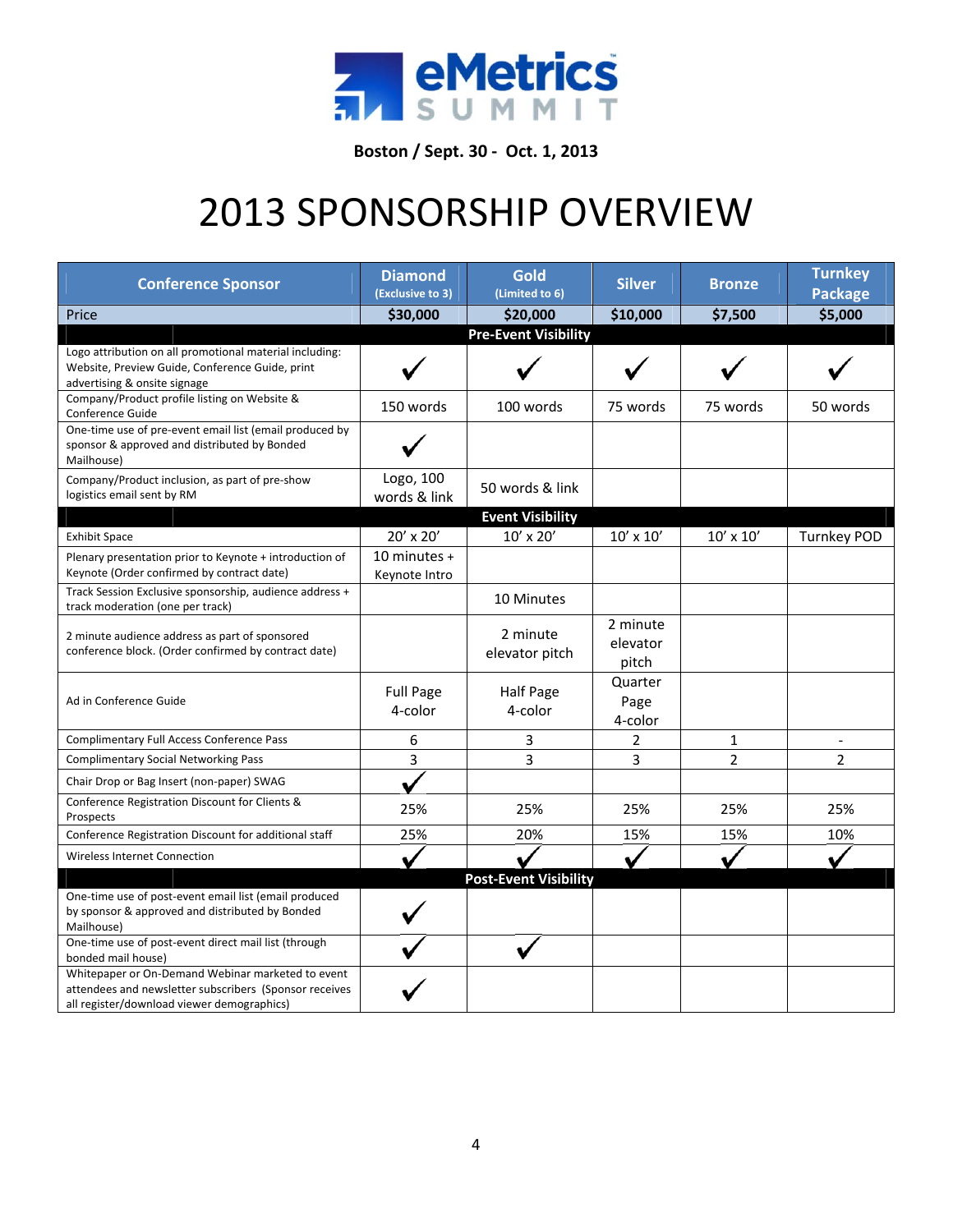**eMetrics SUMMIT**

**Boston / Sept. 30 - Oct. 1, 2013**

# 2013 SPONSORSHIP OVERVIEW

| Conference Sponsor | Diamond (Exclusive to 3) | Gold (Limited to 6) | Silver | Bronze | Turnkey Package |
|---|---|---|---|---|---|
| Price | $30,000 | $20,000 | $10,000 | $7,500 | $5,000 |
| **Pre-Event Visibility** | | | | | |
| Logo attribution on all promotional material including: Website, Preview Guide, Conference Guide, print advertising & onsite signage | ✓ | ✓ | ✓ | ✓ | ✓ |
| Company/Product profile listing on Website & Conference Guide | 150 words | 100 words | 75 words | 75 words | 50 words |
| One-time use of pre-event email list (email produced by sponsor & approved and distributed by Bonded Mailhouse) | ✓ | | | | |
| Company/Product inclusion, as part of pre-show logistics email sent by RM | Logo, 100 words & link | 50 words & link | | | |
| **Event Visibility** | | | | | |
| Exhibit Space | 20' x 20' | 10' x 20' | 10' x 10' | 10' x 10' | Turnkey POD |
| Plenary presentation prior to Keynote + introduction of Keynote (Order confirmed by contract date) | 10 minutes + Keynote Intro | | | | |
| Track Session Exclusive sponsorship, audience address + track moderation (one per track) | | 10 Minutes | | | |
| 2 minute audience address as part of sponsored conference block. (Order confirmed by contract date) | | 2 minute elevator pitch | 2 minute elevator pitch | | |
| Ad in Conference Guide | Full Page 4-color | Half Page 4-color | Quarter Page 4-color | | |
| Complimentary Full Access Conference Pass | 6 | 3 | 2 | 1 | - |
| Complimentary Social Networking Pass | 3 | 3 | 3 | 2 | 2 |
| Chair Drop or Bag Insert (non-paper) SWAG | ✓ | | | | |
| Conference Registration Discount for Clients & Prospects | 25% | 25% | 25% | 25% | 25% |
| Conference Registration Discount for additional staff | 25% | 20% | 15% | 15% | 10% |
| Wireless Internet Connection | ✓ | ✓ | ✓ | ✓ | ✓ |
| **Post-Event Visibility** | | | | | |
| One-time use of post-event email list (email produced by sponsor & approved and distributed by Bonded Mailhouse) | ✓ | | | | |
| One-time use of post-event direct mail list (through bonded mail house) | ✓ | ✓ | | | |
| Whitepaper or On-Demand Webinar marketed to event attendees and newsletter subscribers (Sponsor receives all register/download viewer demographics) | ✓ | | | | |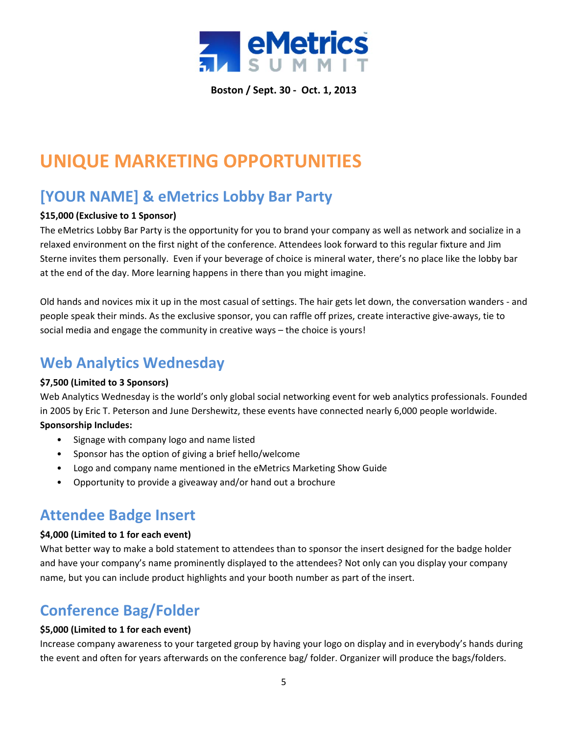eMetrics SUMMIT

**Boston / Sept. 30 - Oct. 1, 2013**

# UNIQUE MARKETING OPPORTUNITIES

## [YOUR NAME] & eMetrics Lobby Bar Party

**$15,000 (Exclusive to 1 Sponsor)**

The eMetrics Lobby Bar Party is the opportunity for you to brand your company as well as network and socialize in a relaxed environment on the first night of the conference. Attendees look forward to this regular fixture and Jim Sterne invites them personally. Even if your beverage of choice is mineral water, there's no place like the lobby bar at the end of the day. More learning happens in there than you might imagine.

Old hands and novices mix it up in the most casual of settings. The hair gets let down, the conversation wanders - and people speak their minds. As the exclusive sponsor, you can raffle off prizes, create interactive give-aways, tie to social media and engage the community in creative ways – the choice is yours!

## Web Analytics Wednesday

**$7,500 (Limited to 3 Sponsors)**

Web Analytics Wednesday is the world's only global social networking event for web analytics professionals. Founded in 2005 by Eric T. Peterson and June Dershewitz, these events have connected nearly 6,000 people worldwide.

**Sponsorship Includes:**

- Signage with company logo and name listed
- Sponsor has the option of giving a brief hello/welcome
- Logo and company name mentioned in the eMetrics Marketing Show Guide
- Opportunity to provide a giveaway and/or hand out a brochure

## Attendee Badge Insert

**$4,000 (Limited to 1 for each event)**

What better way to make a bold statement to attendees than to sponsor the insert designed for the badge holder and have your company's name prominently displayed to the attendees? Not only can you display your company name, but you can include product highlights and your booth number as part of the insert.

## Conference Bag/Folder

**$5,000 (Limited to 1 for each event)**

Increase company awareness to your targeted group by having your logo on display and in everybody's hands during the event and often for years afterwards on the conference bag/ folder. Organizer will produce the bags/folders.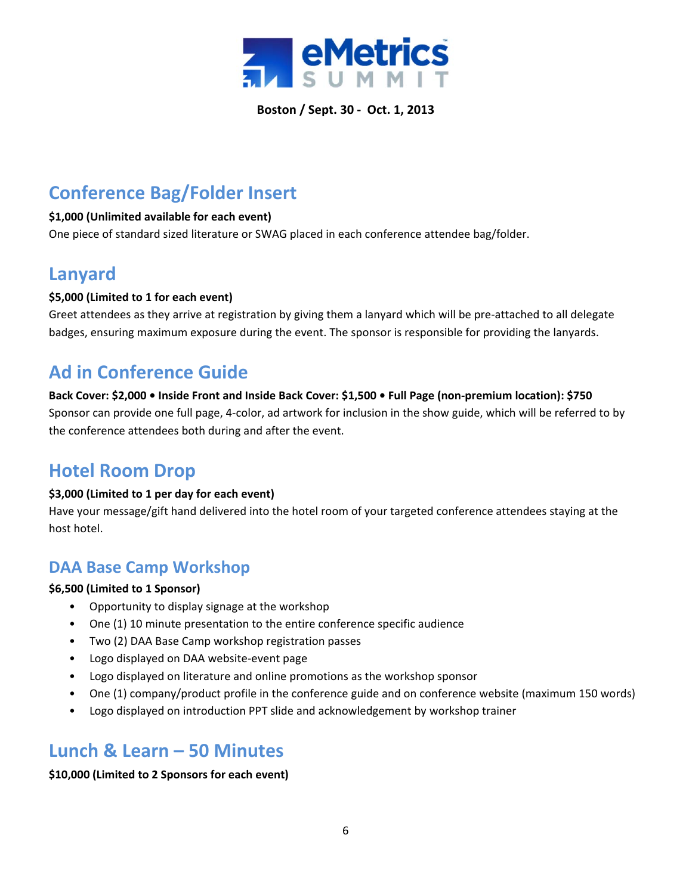Boston / Sept. 30 - Oct. 1, 2013

## Conference Bag/Folder Insert

**$1,000 (Unlimited available for each event)**

One piece of standard sized literature or SWAG placed in each conference attendee bag/folder.

## Lanyard

**$5,000 (Limited to 1 for each event)**

Greet attendees as they arrive at registration by giving them a lanyard which will be pre-attached to all delegate badges, ensuring maximum exposure during the event. The sponsor is responsible for providing the lanyards.

## Ad in Conference Guide

**Back Cover: $2,000 • Inside Front and Inside Back Cover: $1,500 • Full Page (non-premium location): $750**

Sponsor can provide one full page, 4-color, ad artwork for inclusion in the show guide, which will be referred to by the conference attendees both during and after the event.

## Hotel Room Drop

**$3,000 (Limited to 1 per day for each event)**

Have your message/gift hand delivered into the hotel room of your targeted conference attendees staying at the host hotel.

### DAA Base Camp Workshop

**$6,500 (Limited to 1 Sponsor)**

- Opportunity to display signage at the workshop
- One (1) 10 minute presentation to the entire conference specific audience
- Two (2) DAA Base Camp workshop registration passes
- Logo displayed on DAA website-event page
- Logo displayed on literature and online promotions as the workshop sponsor
- One (1) company/product profile in the conference guide and on conference website (maximum 150 words)
- Logo displayed on introduction PPT slide and acknowledgement by workshop trainer

## Lunch & Learn – 50 Minutes

**$10,000 (Limited to 2 Sponsors for each event)**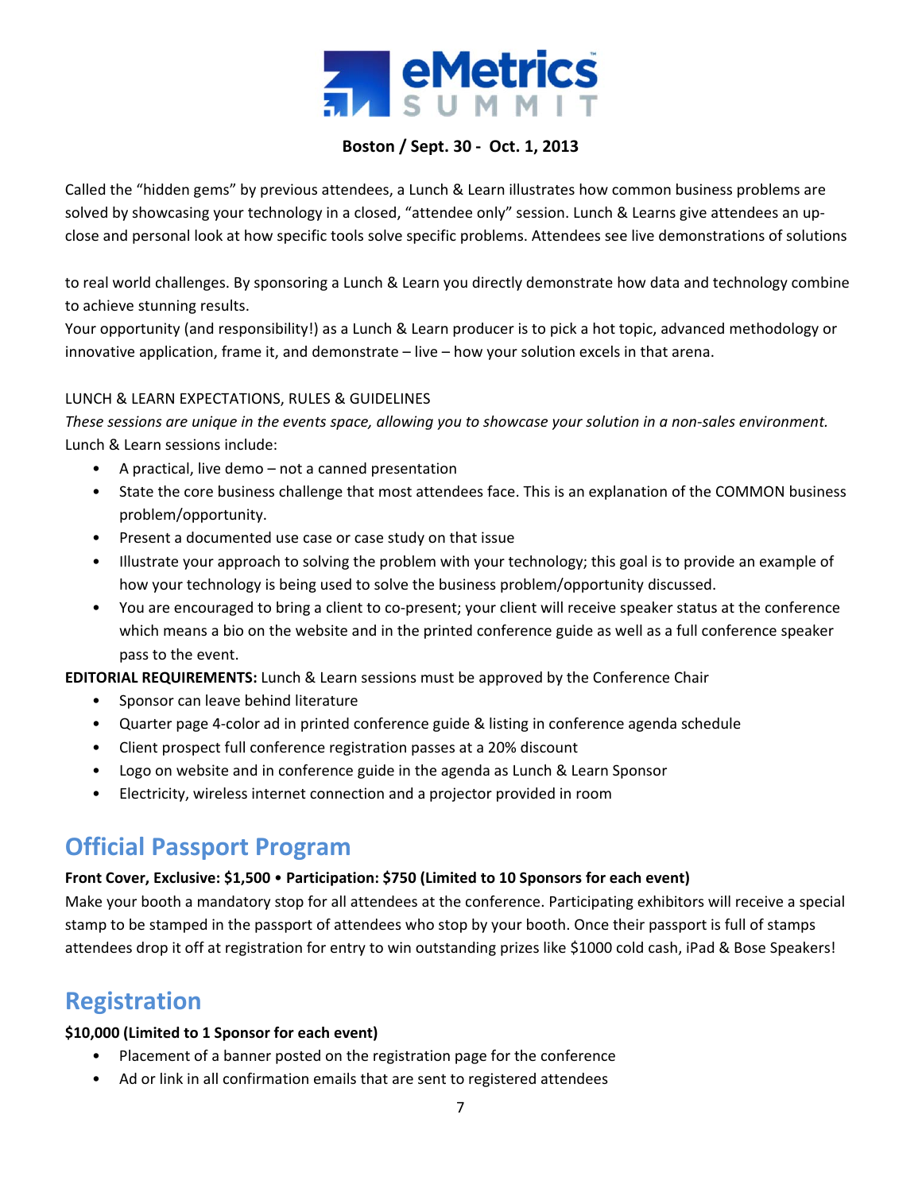**Boston / Sept. 30 - Oct. 1, 2013**

Called the "hidden gems" by previous attendees, a Lunch & Learn illustrates how common business problems are solved by showcasing your technology in a closed, "attendee only" session. Lunch & Learns give attendees an up-close and personal look at how specific tools solve specific problems. Attendees see live demonstrations of solutions

to real world challenges. By sponsoring a Lunch & Learn you directly demonstrate how data and technology combine to achieve stunning results.

Your opportunity (and responsibility!) as a Lunch & Learn producer is to pick a hot topic, advanced methodology or innovative application, frame it, and demonstrate – live – how your solution excels in that arena.

LUNCH & LEARN EXPECTATIONS, RULES & GUIDELINES

*These sessions are unique in the events space, allowing you to showcase your solution in a non-sales environment.*

Lunch & Learn sessions include:

- A practical, live demo – not a canned presentation
- State the core business challenge that most attendees face. This is an explanation of the COMMON business problem/opportunity.
- Present a documented use case or case study on that issue
- Illustrate your approach to solving the problem with your technology; this goal is to provide an example of how your technology is being used to solve the business problem/opportunity discussed.
- You are encouraged to bring a client to co-present; your client will receive speaker status at the conference which means a bio on the website and in the printed conference guide as well as a full conference speaker pass to the event.

**EDITORIAL REQUIREMENTS:** Lunch & Learn sessions must be approved by the Conference Chair

- Sponsor can leave behind literature
- Quarter page 4-color ad in printed conference guide & listing in conference agenda schedule
- Client prospect full conference registration passes at a 20% discount
- Logo on website and in conference guide in the agenda as Lunch & Learn Sponsor
- Electricity, wireless internet connection and a projector provided in room

## Official Passport Program

**Front Cover, Exclusive: $1,500 • Participation: $750 (Limited to 10 Sponsors for each event)**

Make your booth a mandatory stop for all attendees at the conference. Participating exhibitors will receive a special stamp to be stamped in the passport of attendees who stop by your booth. Once their passport is full of stamps attendees drop it off at registration for entry to win outstanding prizes like $1000 cold cash, iPad & Bose Speakers!

## Registration

**$10,000 (Limited to 1 Sponsor for each event)**

- Placement of a banner posted on the registration page for the conference
- Ad or link in all confirmation emails that are sent to registered attendees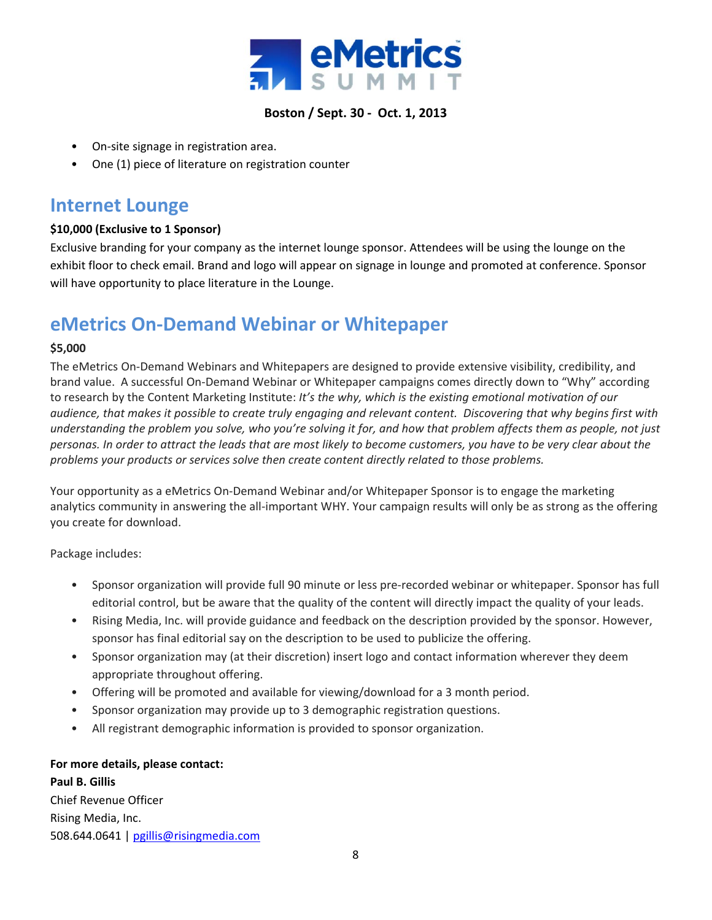- On-site signage in registration area.
- One (1) piece of literature on registration counter

## Internet Lounge

**$10,000 (Exclusive to 1 Sponsor)**

Exclusive branding for your company as the internet lounge sponsor. Attendees will be using the lounge on the exhibit floor to check email. Brand and logo will appear on signage in lounge and promoted at conference. Sponsor will have opportunity to place literature in the Lounge.

## eMetrics On-Demand Webinar or Whitepaper

**$5,000**

The eMetrics On-Demand Webinars and Whitepapers are designed to provide extensive visibility, credibility, and brand value. A successful On-Demand Webinar or Whitepaper campaigns comes directly down to "Why" according to research by the Content Marketing Institute: *It's the why, which is the existing emotional motivation of our audience, that makes it possible to create truly engaging and relevant content. Discovering that why begins first with understanding the problem you solve, who you're solving it for, and how that problem affects them as people, not just personas. In order to attract the leads that are most likely to become customers, you have to be very clear about the problems your products or services solve then create content directly related to those problems.*

Your opportunity as a eMetrics On-Demand Webinar and/or Whitepaper Sponsor is to engage the marketing analytics community in answering the all-important WHY. Your campaign results will only be as strong as the offering you create for download.

Package includes:

- Sponsor organization will provide full 90 minute or less pre-recorded webinar or whitepaper. Sponsor has full editorial control, but be aware that the quality of the content will directly impact the quality of your leads.
- Rising Media, Inc. will provide guidance and feedback on the description provided by the sponsor. However, sponsor has final editorial say on the description to be used to publicize the offering.
- Sponsor organization may (at their discretion) insert logo and contact information wherever they deem appropriate throughout offering.
- Offering will be promoted and available for viewing/download for a 3 month period.
- Sponsor organization may provide up to 3 demographic registration questions.
- All registrant demographic information is provided to sponsor organization.

**For more details, please contact:**
**Paul B. Gillis**
Chief Revenue Officer
Rising Media, Inc.
508.644.0641 | pgillis@risingmedia.com